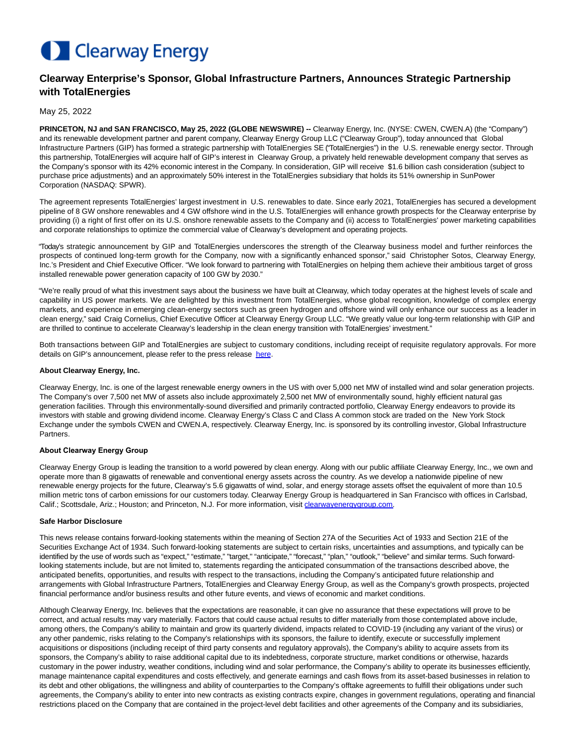# Clearway Energy

## Clearway Enterprise's Sponsor, Global Infrastructure Partners, Announces Strategic Partnership with TotalEnergies

May 25, 2022

**PRINCETON, NJ and SAN FRANCISCO, May 25, 2022 (GLOBE NEWSWIRE) --** Clearway Energy, Inc. (NYSE: CWEN, CWEN.A) (the "Company") and its renewable development partner and parent company, Clearway Energy Group LLC ("Clearway Group"), today announced that Global Infrastructure Partners (GIP) has formed a strategic partnership with TotalEnergies SE ("TotalEnergies") in the U.S. renewable energy sector. Through this partnership, TotalEnergies will acquire half of GIP's interest in Clearway Group, a privately held renewable development company that serves as the Company's sponsor with its 42% economic interest in the Company. In consideration, GIP will receive $1.6 billion cash consideration (subject to purchase price adjustments) and an approximately 50% interest in the TotalEnergies subsidiary that holds its 51% ownership in SunPower Corporation (NASDAQ: SPWR).

The agreement represents TotalEnergies' largest investment in U.S. renewables to date. Since early 2021, TotalEnergies has secured a development pipeline of 8 GW onshore renewables and 4 GW offshore wind in the U.S. TotalEnergies will enhance growth prospects for the Clearway enterprise by providing (i) a right of first offer on its U.S. onshore renewable assets to the Company and (ii) access to TotalEnergies' power marketing capabilities and corporate relationships to optimize the commercial value of Clearway's development and operating projects.

"Today's strategic announcement by GIP and TotalEnergies underscores the strength of the Clearway business model and further reinforces the prospects of continued long-term growth for the Company, now with a significantly enhanced sponsor," said Christopher Sotos, Clearway Energy, Inc.'s President and Chief Executive Officer. "We look forward to partnering with TotalEnergies on helping them achieve their ambitious target of gross installed renewable power generation capacity of 100 GW by 2030."

"We're really proud of what this investment says about the business we have built at Clearway, which today operates at the highest levels of scale and capability in US power markets. We are delighted by this investment from TotalEnergies, whose global recognition, knowledge of complex energy markets, and experience in emerging clean-energy sectors such as green hydrogen and offshore wind will only enhance our success as a leader in clean energy," said Craig Cornelius, Chief Executive Officer at Clearway Energy Group LLC. "We greatly value our long-term relationship with GIP and are thrilled to continue to accelerate Clearway's leadership in the clean energy transition with TotalEnergies' investment."

Both transactions between GIP and TotalEnergies are subject to customary conditions, including receipt of requisite regulatory approvals. For more details on GIP's announcement, please refer to the press release here.

**About Clearway Energy, Inc.**

Clearway Energy, Inc. is one of the largest renewable energy owners in the US with over 5,000 net MW of installed wind and solar generation projects. The Company's over 7,500 net MW of assets also include approximately 2,500 net MW of environmentally sound, highly efficient natural gas generation facilities. Through this environmentally-sound diversified and primarily contracted portfolio, Clearway Energy endeavors to provide its investors with stable and growing dividend income. Clearway Energy's Class C and Class A common stock are traded on the New York Stock Exchange under the symbols CWEN and CWEN.A, respectively. Clearway Energy, Inc. is sponsored by its controlling investor, Global Infrastructure Partners.

**About Clearway Energy Group**

Clearway Energy Group is leading the transition to a world powered by clean energy. Along with our public affiliate Clearway Energy, Inc., we own and operate more than 8 gigawatts of renewable and conventional energy assets across the country. As we develop a nationwide pipeline of new renewable energy projects for the future, Clearway's 5.6 gigawatts of wind, solar, and energy storage assets offset the equivalent of more than 10.5 million metric tons of carbon emissions for our customers today. Clearway Energy Group is headquartered in San Francisco with offices in Carlsbad, Calif.; Scottsdale, Ariz.; Houston; and Princeton, N.J. For more information, visit clearwayenergygroup.com.

**Safe Harbor Disclosure**

This news release contains forward-looking statements within the meaning of Section 27A of the Securities Act of 1933 and Section 21E of the Securities Exchange Act of 1934. Such forward-looking statements are subject to certain risks, uncertainties and assumptions, and typically can be identified by the use of words such as "expect," "estimate," "target," "anticipate," "forecast," "plan," "outlook," "believe" and similar terms. Such forward-looking statements include, but are not limited to, statements regarding the anticipated consummation of the transactions described above, the anticipated benefits, opportunities, and results with respect to the transactions, including the Company's anticipated future relationship and arrangements with Global Infrastructure Partners, TotalEnergies and Clearway Energy Group, as well as the Company's growth prospects, projected financial performance and/or business results and other future events, and views of economic and market conditions.

Although Clearway Energy, Inc. believes that the expectations are reasonable, it can give no assurance that these expectations will prove to be correct, and actual results may vary materially. Factors that could cause actual results to differ materially from those contemplated above include, among others, the Company's ability to maintain and grow its quarterly dividend, impacts related to COVID-19 (including any variant of the virus) or any other pandemic, risks relating to the Company's relationships with its sponsors, the failure to identify, execute or successfully implement acquisitions or dispositions (including receipt of third party consents and regulatory approvals), the Company's ability to acquire assets from its sponsors, the Company's ability to raise additional capital due to its indebtedness, corporate structure, market conditions or otherwise, hazards customary in the power industry, weather conditions, including wind and solar performance, the Company's ability to operate its businesses efficiently, manage maintenance capital expenditures and costs effectively, and generate earnings and cash flows from its asset-based businesses in relation to its debt and other obligations, the willingness and ability of counterparties to the Company's offtake agreements to fulfill their obligations under such agreements, the Company's ability to enter into new contracts as existing contracts expire, changes in government regulations, operating and financial restrictions placed on the Company that are contained in the project-level debt facilities and other agreements of the Company and its subsidiaries,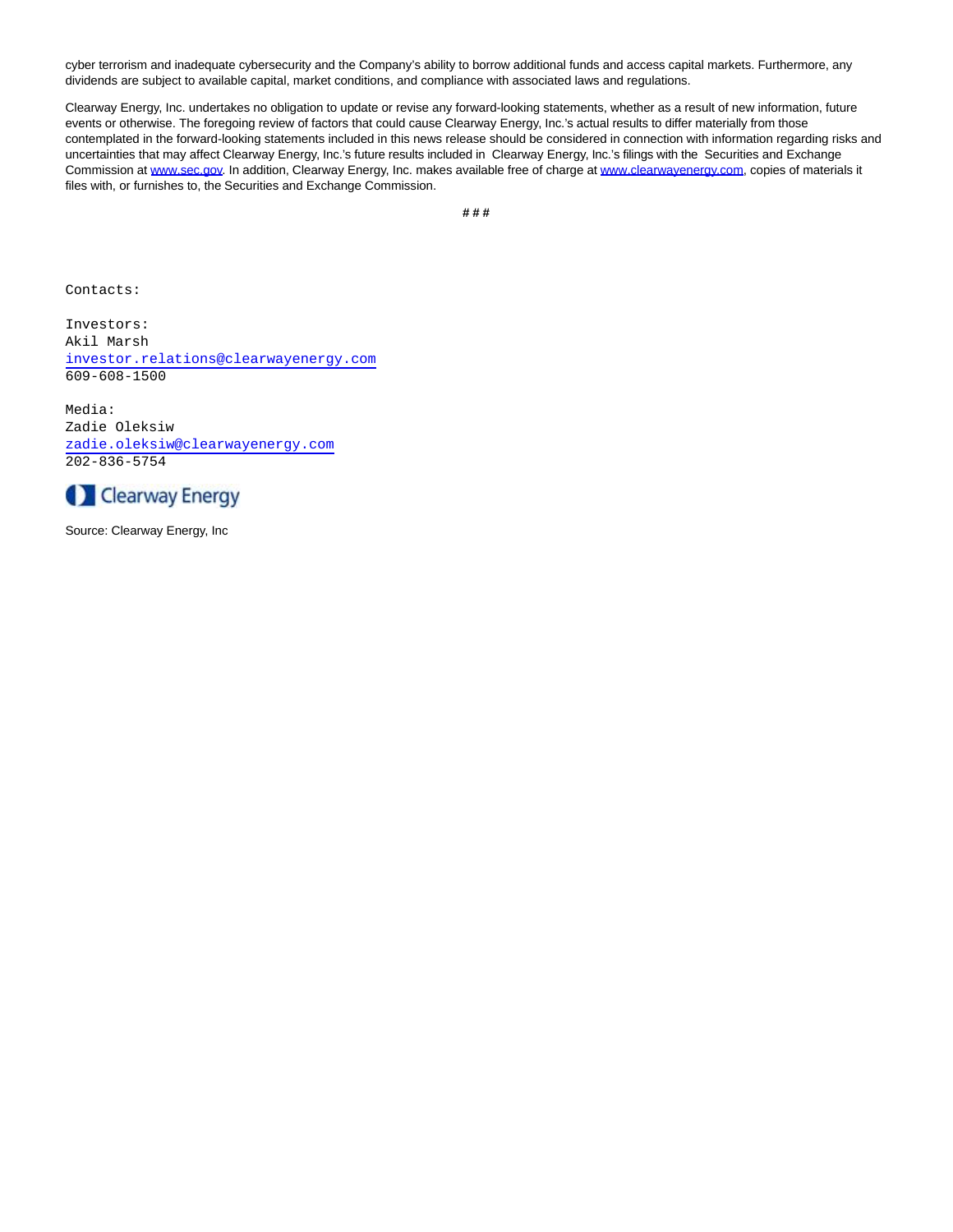cyber terrorism and inadequate cybersecurity and the Company's ability to borrow additional funds and access capital markets. Furthermore, any dividends are subject to available capital, market conditions, and compliance with associated laws and regulations.

Clearway Energy, Inc. undertakes no obligation to update or revise any forward-looking statements, whether as a result of new information, future events or otherwise. The foregoing review of factors that could cause Clearway Energy, Inc.'s actual results to differ materially from those contemplated in the forward-looking statements included in this news release should be considered in connection with information regarding risks and uncertainties that may affect Clearway Energy, Inc.'s future results included in Clearway Energy, Inc.'s filings with the Securities and Exchange Commission at www.sec.gov. In addition, Clearway Energy, Inc. makes available free of charge at www.clearwayenergy.com, copies of materials it files with, or furnishes to, the Securities and Exchange Commission.

# # #

Contacts:

Investors:
Akil Marsh
investor.relations@clearwayenergy.com
609-608-1500

Media:
Zadie Oleksiw
zadie.oleksiw@clearwayenergy.com
202-836-5754

Clearway Energy

Source: Clearway Energy, Inc